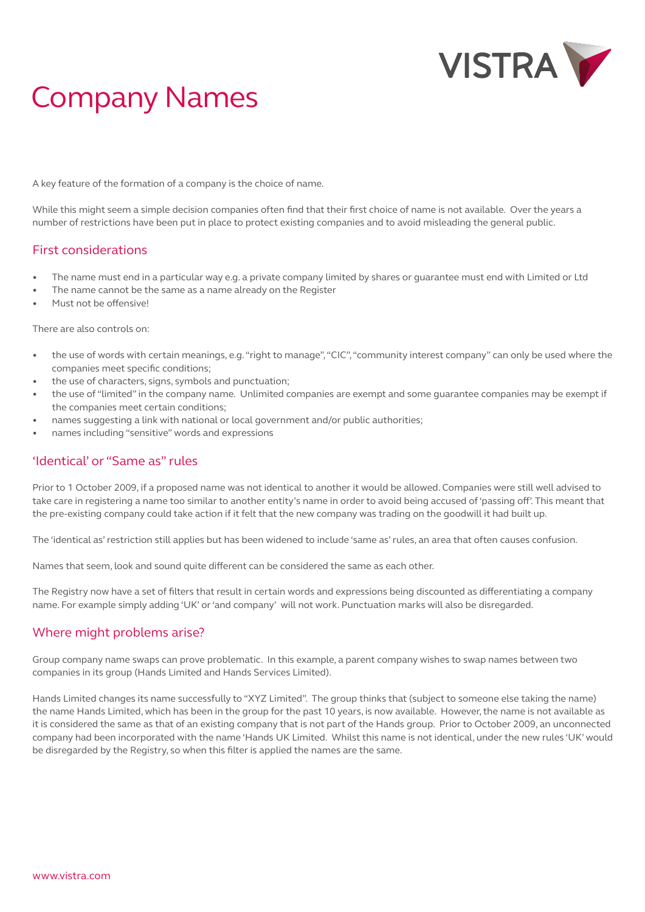# Company Names

A key feature of the formation of a company is the choice of name.

While this might seem a simple decision companies often find that their first choice of name is not available. Over the years a number of restrictions have been put in place to protect existing companies and to avoid misleading the general public.

## First considerations

- The name must end in a particular way e.g. a private company limited by shares or guarantee must end with Limited or Ltd
- The name cannot be the same as a name already on the Register
- Must not be offensive!

There are also controls on:

- the use of words with certain meanings, e.g. "right to manage", "CIC", "community interest company" can only be used where the companies meet specific conditions;
- the use of characters, signs, symbols and punctuation;
- the use of "limited" in the company name. Unlimited companies are exempt and some guarantee companies may be exempt if the companies meet certain conditions;
- names suggesting a link with national or local government and/or public authorities;
- names including "sensitive" words and expressions

## 'Identical' or "Same as" rules

Prior to 1 October 2009, if a proposed name was not identical to another it would be allowed. Companies were still well advised to take care in registering a name too similar to another entity's name in order to avoid being accused of 'passing off'. This meant that the pre-existing company could take action if it felt that the new company was trading on the goodwill it had built up.

The 'identical as' restriction still applies but has been widened to include 'same as' rules, an area that often causes confusion.

Names that seem, look and sound quite different can be considered the same as each other.

The Registry now have a set of filters that result in certain words and expressions being discounted as differentiating a company name. For example simply adding 'UK' or 'and company' will not work. Punctuation marks will also be disregarded.

## Where might problems arise?

Group company name swaps can prove problematic. In this example, a parent company wishes to swap names between two companies in its group (Hands Limited and Hands Services Limited).

Hands Limited changes its name successfully to "XYZ Limited". The group thinks that (subject to someone else taking the name) the name Hands Limited, which has been in the group for the past 10 years, is now available. However, the name is not available as it is considered the same as that of an existing company that is not part of the Hands group. Prior to October 2009, an unconnected company had been incorporated with the name 'Hands UK Limited. Whilst this name is not identical, under the new rules 'UK' would be disregarded by the Registry, so when this filter is applied the names are the same.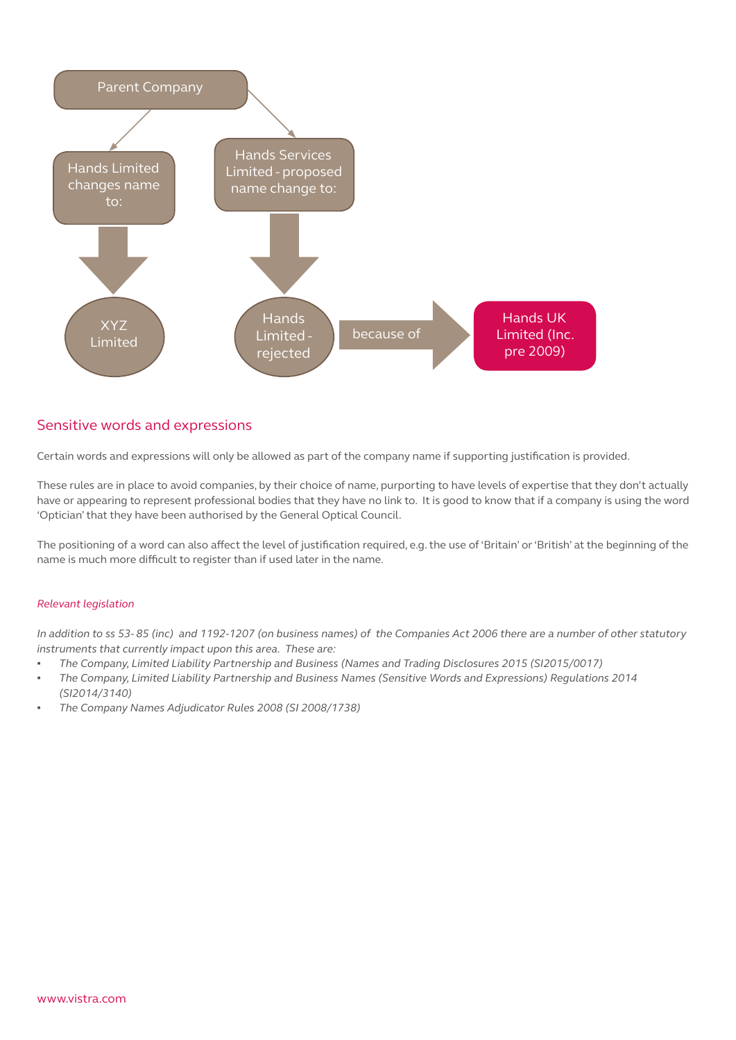Parent Company

Hands Limited changes name to:

XYZ Limited

Hands Services Limited - proposed name change to:

Hands Limited - rejected

because of

Hands UK Limited (Inc. pre 2009)

## Sensitive words and expressions

Certain words and expressions will only be allowed as part of the company name if supporting justification is provided.

These rules are in place to avoid companies, by their choice of name, purporting to have levels of expertise that they don't actually have or appearing to represent professional bodies that they have no link to. It is good to know that if a company is using the word 'Optician' that they have been authorised by the General Optical Council.

The positioning of a word can also affect the level of justification required, e.g. the use of 'Britain' or 'British' at the beginning of the name is much more difficult to register than if used later in the name.

*Relevant legislation*

*In addition to ss 53- 85 (inc) and 1192-1207 (on business names) of the Companies Act 2006 there are a number of other statutory instruments that currently impact upon this area. These are:*

- *The Company, Limited Liability Partnership and Business (Names and Trading Disclosures 2015 (SI2015/0017)*
- *The Company, Limited Liability Partnership and Business Names (Sensitive Words and Expressions) Regulations 2014 (SI2014/3140)*
- *The Company Names Adjudicator Rules 2008 (SI 2008/1738)*

www.vistra.com